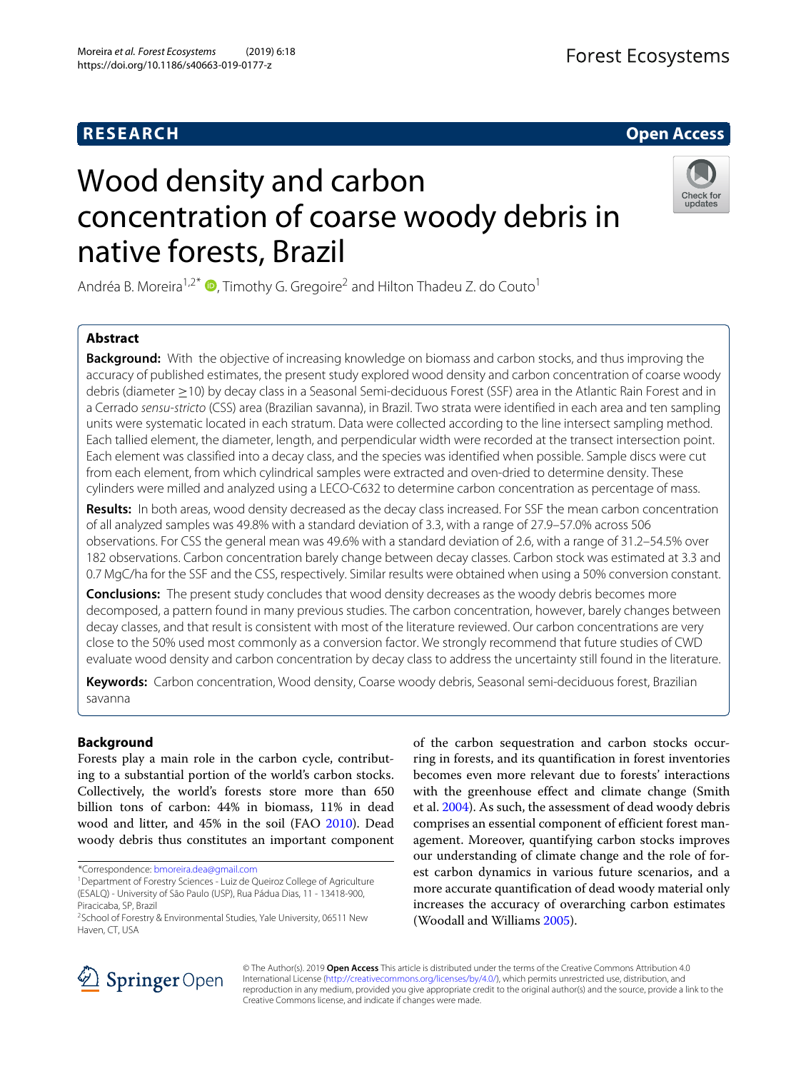RESEARCH

Open Access

# Wood density and carbon concentration of coarse woody debris in native forests, Brazil

Andréa B. Moreira[1,2*], Timothy G. Gregoire[2] and Hilton Thadeu Z. do Couto[1]

## Abstract

**Background:** With the objective of increasing knowledge on biomass and carbon stocks, and thus improving the accuracy of published estimates, the present study explored wood density and carbon concentration of coarse woody debris (diameter ≥10) by decay class in a Seasonal Semi-deciduous Forest (SSF) area in the Atlantic Rain Forest and in a Cerrado *sensu-stricto* (CSS) area (Brazilian savanna), in Brazil. Two strata were identified in each area and ten sampling units were systematic located in each stratum. Data were collected according to the line intersect sampling method. Each tallied element, the diameter, length, and perpendicular width were recorded at the transect intersection point. Each element was classified into a decay class, and the species was identified when possible. Sample discs were cut from each element, from which cylindrical samples were extracted and oven-dried to determine density. These cylinders were milled and analyzed using a LECO-C632 to determine carbon concentration as percentage of mass.

**Results:** In both areas, wood density decreased as the decay class increased. For SSF the mean carbon concentration of all analyzed samples was 49.8% with a standard deviation of 3.3, with a range of 27.9–57.0% across 506 observations. For CSS the general mean was 49.6% with a standard deviation of 2.6, with a range of 31.2–54.5% over 182 observations. Carbon concentration barely change between decay classes. Carbon stock was estimated at 3.3 and 0.7 MgC/ha for the SSF and the CSS, respectively. Similar results were obtained when using a 50% conversion constant.

**Conclusions:** The present study concludes that wood density decreases as the woody debris becomes more decomposed, a pattern found in many previous studies. The carbon concentration, however, barely changes between decay classes, and that result is consistent with most of the literature reviewed. Our carbon concentrations are very close to the 50% used most commonly as a conversion factor. We strongly recommend that future studies of CWD evaluate wood density and carbon concentration by decay class to address the uncertainty still found in the literature.

**Keywords:** Carbon concentration, Wood density, Coarse woody debris, Seasonal semi-deciduous forest, Brazilian savanna

## Background

Forests play a main role in the carbon cycle, contributing to a substantial portion of the world's carbon stocks. Collectively, the world's forests store more than 650 billion tons of carbon: 44% in biomass, 11% in dead wood and litter, and 45% in the soil (FAO 2010). Dead woody debris thus constitutes an important component of the carbon sequestration and carbon stocks occurring in forests, and its quantification in forest inventories becomes even more relevant due to forests' interactions with the greenhouse effect and climate change (Smith et al. 2004). As such, the assessment of dead woody debris comprises an essential component of efficient forest management. Moreover, quantifying carbon stocks improves our understanding of climate change and the role of forest carbon dynamics in various future scenarios, and a more accurate quantification of dead woody material only increases the accuracy of overarching carbon estimates (Woodall and Williams 2005).

*Correspondence: bmoreira.dea@gmail.com

[1]Department of Forestry Sciences - Luiz de Queiroz College of Agriculture (ESALQ) - University of São Paulo (USP), Rua Pádua Dias, 11 - 13418-900, Piracicaba, SP, Brazil

[2]School of Forestry & Environmental Studies, Yale University, 06511 New Haven, CT, USA

© The Author(s). 2019 **Open Access** This article is distributed under the terms of the Creative Commons Attribution 4.0 International License (http://creativecommons.org/licenses/by/4.0/), which permits unrestricted use, distribution, and reproduction in any medium, provided you give appropriate credit to the original author(s) and the source, provide a link to the Creative Commons license, and indicate if changes were made.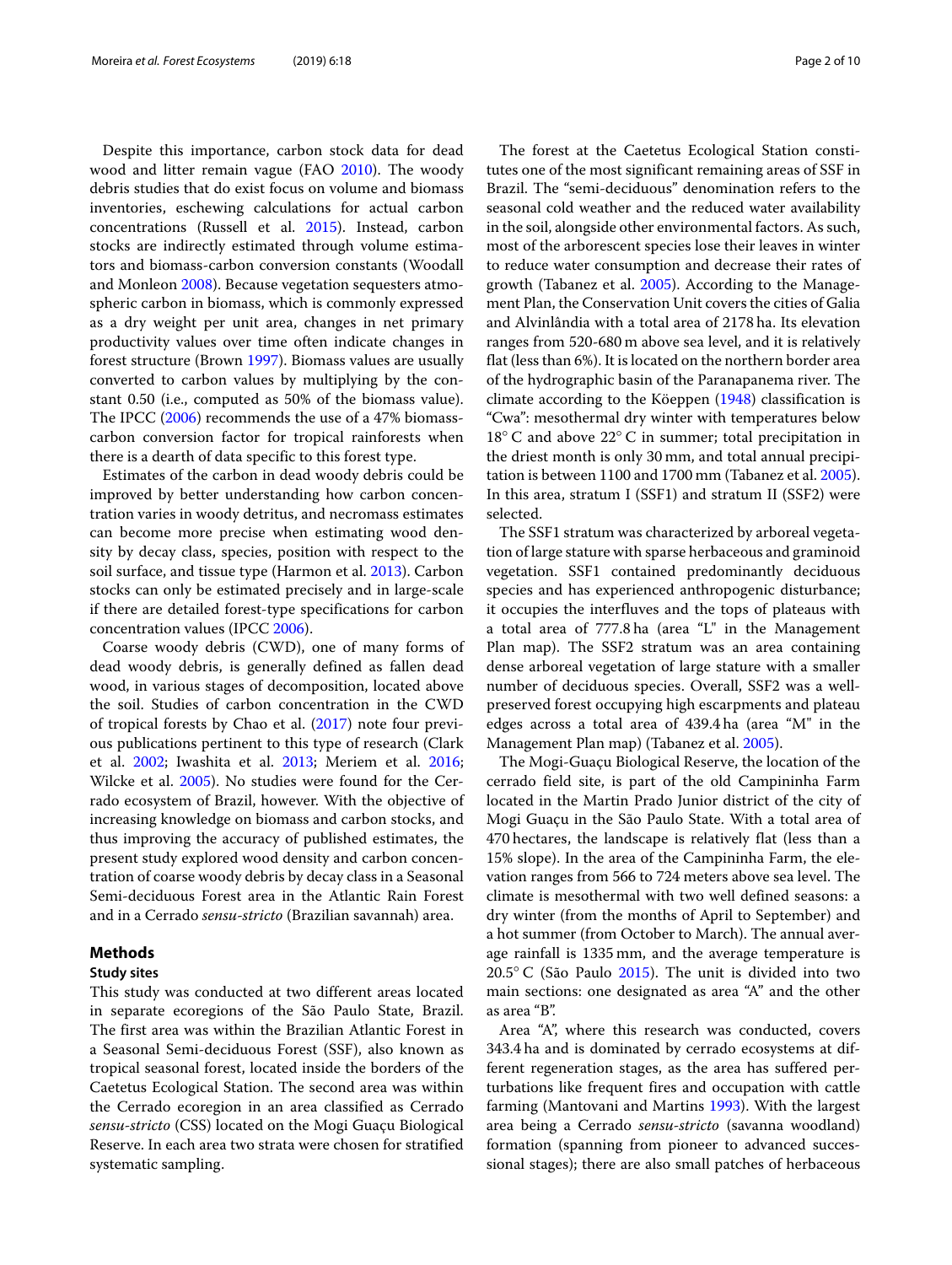Despite this importance, carbon stock data for dead wood and litter remain vague (FAO 2010). The woody debris studies that do exist focus on volume and biomass inventories, eschewing calculations for actual carbon concentrations (Russell et al. 2015). Instead, carbon stocks are indirectly estimated through volume estimators and biomass-carbon conversion constants (Woodall and Monleon 2008). Because vegetation sequesters atmospheric carbon in biomass, which is commonly expressed as a dry weight per unit area, changes in net primary productivity values over time often indicate changes in forest structure (Brown 1997). Biomass values are usually converted to carbon values by multiplying by the constant 0.50 (i.e., computed as 50% of the biomass value). The IPCC (2006) recommends the use of a 47% biomass-carbon conversion factor for tropical rainforests when there is a dearth of data specific to this forest type.

Estimates of the carbon in dead woody debris could be improved by better understanding how carbon concentration varies in woody detritus, and necromass estimates can become more precise when estimating wood density by decay class, species, position with respect to the soil surface, and tissue type (Harmon et al. 2013). Carbon stocks can only be estimated precisely and in large-scale if there are detailed forest-type specifications for carbon concentration values (IPCC 2006).

Coarse woody debris (CWD), one of many forms of dead woody debris, is generally defined as fallen dead wood, in various stages of decomposition, located above the soil. Studies of carbon concentration in the CWD of tropical forests by Chao et al. (2017) note four previous publications pertinent to this type of research (Clark et al. 2002; Iwashita et al. 2013; Meriem et al. 2016; Wilcke et al. 2005). No studies were found for the Cerrado ecosystem of Brazil, however. With the objective of increasing knowledge on biomass and carbon stocks, and thus improving the accuracy of published estimates, the present study explored wood density and carbon concentration of coarse woody debris by decay class in a Seasonal Semi-deciduous Forest area in the Atlantic Rain Forest and in a Cerrado *sensu-stricto* (Brazilian savannah) area.

## Methods

### Study sites

This study was conducted at two different areas located in separate ecoregions of the São Paulo State, Brazil. The first area was within the Brazilian Atlantic Forest in a Seasonal Semi-deciduous Forest (SSF), also known as tropical seasonal forest, located inside the borders of the Caetetus Ecological Station. The second area was within the Cerrado ecoregion in an area classified as Cerrado *sensu-stricto* (CSS) located on the Mogi Guaçu Biological Reserve. In each area two strata were chosen for stratified systematic sampling.

The forest at the Caetetus Ecological Station constitutes one of the most significant remaining areas of SSF in Brazil. The "semi-deciduous" denomination refers to the seasonal cold weather and the reduced water availability in the soil, alongside other environmental factors. As such, most of the arborescent species lose their leaves in winter to reduce water consumption and decrease their rates of growth (Tabanez et al. 2005). According to the Management Plan, the Conservation Unit covers the cities of Galia and Alvinlândia with a total area of 2178 ha. Its elevation ranges from 520-680 m above sea level, and it is relatively flat (less than 6%). It is located on the northern border area of the hydrographic basin of the Paranapanema river. The climate according to the Köeppen (1948) classification is "Cwa": mesothermal dry winter with temperatures below 18° C and above 22° C in summer; total precipitation in the driest month is only 30 mm, and total annual precipitation is between 1100 and 1700 mm (Tabanez et al. 2005). In this area, stratum I (SSF1) and stratum II (SSF2) were selected.

The SSF1 stratum was characterized by arboreal vegetation of large stature with sparse herbaceous and graminoid vegetation. SSF1 contained predominantly deciduous species and has experienced anthropogenic disturbance; it occupies the interfluves and the tops of plateaus with a total area of 777.8 ha (area "L" in the Management Plan map). The SSF2 stratum was an area containing dense arboreal vegetation of large stature with a smaller number of deciduous species. Overall, SSF2 was a well-preserved forest occupying high escarpments and plateau edges across a total area of 439.4 ha (area "M" in the Management Plan map) (Tabanez et al. 2005).

The Mogi-Guaçu Biological Reserve, the location of the cerrado field site, is part of the old Campininha Farm located in the Martin Prado Junior district of the city of Mogi Guaçu in the São Paulo State. With a total area of 470 hectares, the landscape is relatively flat (less than a 15% slope). In the area of the Campininha Farm, the elevation ranges from 566 to 724 meters above sea level. The climate is mesothermal with two well defined seasons: a dry winter (from the months of April to September) and a hot summer (from October to March). The annual average rainfall is 1335 mm, and the average temperature is 20.5° C (São Paulo 2015). The unit is divided into two main sections: one designated as area "A" and the other as area "B".

Area "A", where this research was conducted, covers 343.4 ha and is dominated by cerrado ecosystems at different regeneration stages, as the area has suffered perturbations like frequent fires and occupation with cattle farming (Mantovani and Martins 1993). With the largest area being a Cerrado *sensu-stricto* (savanna woodland) formation (spanning from pioneer to advanced successional stages); there are also small patches of herbaceous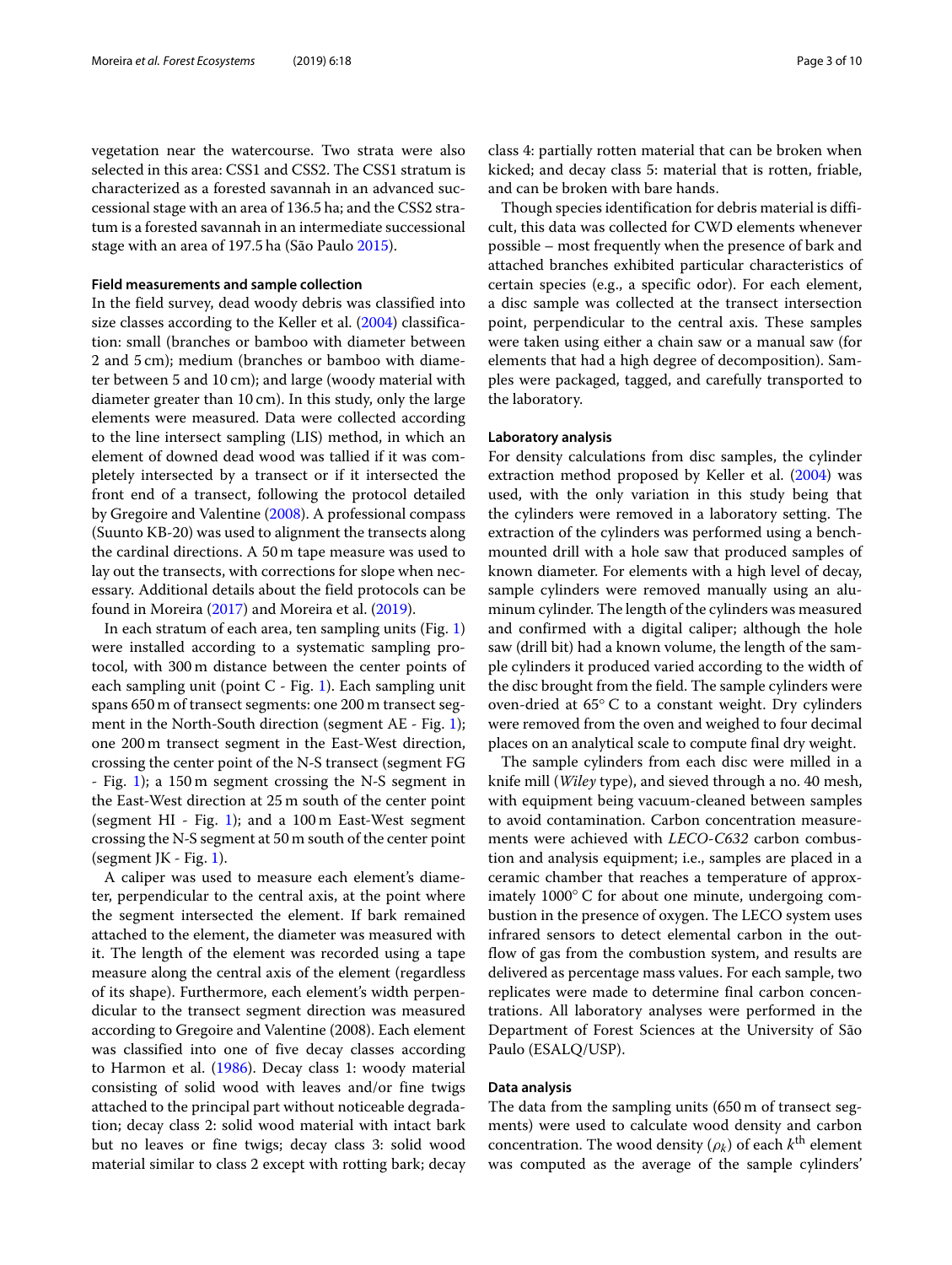vegetation near the watercourse. Two strata were also selected in this area: CSS1 and CSS2. The CSS1 stratum is characterized as a forested savannah in an advanced successional stage with an area of 136.5 ha; and the CSS2 stratum is a forested savannah in an intermediate successional stage with an area of 197.5 ha (São Paulo 2015).

### Field measurements and sample collection

In the field survey, dead woody debris was classified into size classes according to the Keller et al. (2004) classification: small (branches or bamboo with diameter between 2 and 5 cm); medium (branches or bamboo with diameter between 5 and 10 cm); and large (woody material with diameter greater than 10 cm). In this study, only the large elements were measured. Data were collected according to the line intersect sampling (LIS) method, in which an element of downed dead wood was tallied if it was completely intersected by a transect or if it intersected the front end of a transect, following the protocol detailed by Gregoire and Valentine (2008). A professional compass (Suunto KB-20) was used to alignment the transects along the cardinal directions. A 50 m tape measure was used to lay out the transects, with corrections for slope when necessary. Additional details about the field protocols can be found in Moreira (2017) and Moreira et al. (2019).

In each stratum of each area, ten sampling units (Fig. 1) were installed according to a systematic sampling protocol, with 300 m distance between the center points of each sampling unit (point C - Fig. 1). Each sampling unit spans 650 m of transect segments: one 200 m transect segment in the North-South direction (segment AE - Fig. 1); one 200 m transect segment in the East-West direction, crossing the center point of the N-S transect (segment FG - Fig. 1); a 150 m segment crossing the N-S segment in the East-West direction at 25 m south of the center point (segment HI - Fig. 1); and a 100 m East-West segment crossing the N-S segment at 50 m south of the center point (segment JK - Fig. 1).

A caliper was used to measure each element's diameter, perpendicular to the central axis, at the point where the segment intersected the element. If bark remained attached to the element, the diameter was measured with it. The length of the element was recorded using a tape measure along the central axis of the element (regardless of its shape). Furthermore, each element's width perpendicular to the transect segment direction was measured according to Gregoire and Valentine (2008). Each element was classified into one of five decay classes according to Harmon et al. (1986). Decay class 1: woody material consisting of solid wood with leaves and/or fine twigs attached to the principal part without noticeable degradation; decay class 2: solid wood material with intact bark but no leaves or fine twigs; decay class 3: solid wood material similar to class 2 except with rotting bark; decay class 4: partially rotten material that can be broken when kicked; and decay class 5: material that is rotten, friable, and can be broken with bare hands.

Though species identification for debris material is difficult, this data was collected for CWD elements whenever possible – most frequently when the presence of bark and attached branches exhibited particular characteristics of certain species (e.g., a specific odor). For each element, a disc sample was collected at the transect intersection point, perpendicular to the central axis. These samples were taken using either a chain saw or a manual saw (for elements that had a high degree of decomposition). Samples were packaged, tagged, and carefully transported to the laboratory.

### Laboratory analysis

For density calculations from disc samples, the cylinder extraction method proposed by Keller et al. (2004) was used, with the only variation in this study being that the cylinders were removed in a laboratory setting. The extraction of the cylinders was performed using a bench-mounted drill with a hole saw that produced samples of known diameter. For elements with a high level of decay, sample cylinders were removed manually using an aluminum cylinder. The length of the cylinders was measured and confirmed with a digital caliper; although the hole saw (drill bit) had a known volume, the length of the sample cylinders it produced varied according to the width of the disc brought from the field. The sample cylinders were oven-dried at 65° C to a constant weight. Dry cylinders were removed from the oven and weighed to four decimal places on an analytical scale to compute final dry weight.

The sample cylinders from each disc were milled in a knife mill (*Wiley* type), and sieved through a no. 40 mesh, with equipment being vacuum-cleaned between samples to avoid contamination. Carbon concentration measurements were achieved with *LECO-C632* carbon combustion and analysis equipment; i.e., samples are placed in a ceramic chamber that reaches a temperature of approximately 1000° C for about one minute, undergoing combustion in the presence of oxygen. The LECO system uses infrared sensors to detect elemental carbon in the outflow of gas from the combustion system, and results are delivered as percentage mass values. For each sample, two replicates were made to determine final carbon concentrations. All laboratory analyses were performed in the Department of Forest Sciences at the University of São Paulo (ESALQ/USP).

### Data analysis

The data from the sampling units (650 m of transect segments) were used to calculate wood density and carbon concentration. The wood density ($\rho_k$) of each $k^{\text{th}}$ element was computed as the average of the sample cylinders'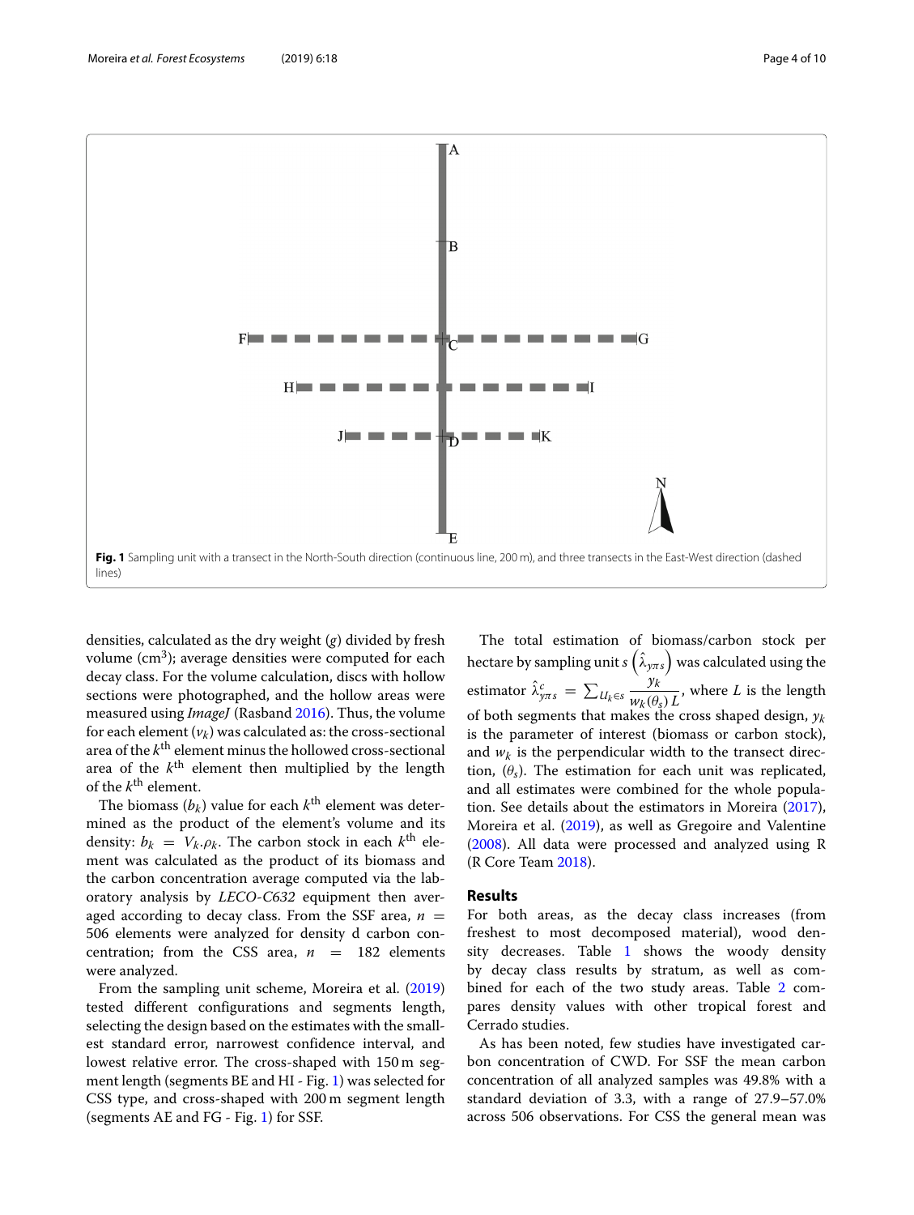Fig. 1 Sampling unit with a transect in the North-South direction (continuous line, 200 m), and three transects in the East-West direction (dashed lines)

densities, calculated as the dry weight ($g$) divided by fresh volume ($cm^3$); average densities were computed for each decay class. For the volume calculation, discs with hollow sections were photographed, and the hollow areas were measured using *ImageJ* (Rasband 2016). Thus, the volume for each element ($v_k$) was calculated as: the cross-sectional area of the $k^{th}$ element minus the hollowed cross-sectional area of the $k^{th}$ element then multiplied by the length of the $k^{th}$ element.

The biomass ($b_k$) value for each $k^{th}$ element was determined as the product of the element's volume and its density: $b_k = V_k.\rho_k$. The carbon stock in each $k^{th}$ element was calculated as the product of its biomass and the carbon concentration average computed via the laboratory analysis by *LECO-C632* equipment then averaged according to decay class. From the SSF area, $n = 506$ elements were analyzed for density d carbon concentration; from the CSS area, $n = 182$ elements were analyzed.

From the sampling unit scheme, Moreira et al. (2019) tested different configurations and segments length, selecting the design based on the estimates with the smallest standard error, narrowest confidence interval, and lowest relative error. The cross-shaped with 150 m segment length (segments BE and HI - Fig. 1) was selected for CSS type, and cross-shaped with 200 m segment length (segments AE and FG - Fig. 1) for SSF.

The total estimation of biomass/carbon stock per hectare by sampling unit $s$ $\left(\hat{\lambda}_{y\pi s}\right)$ was calculated using the estimator $\hat{\lambda}^{c}_{y\pi s} = \sum_{U_k \in s} \frac{y_k}{w_k(\theta_s)\,L}$, where $L$ is the length of both segments that makes the cross shaped design, $y_k$ is the parameter of interest (biomass or carbon stock), and $w_k$ is the perpendicular width to the transect direction, ($\theta_s$). The estimation for each unit was replicated, and all estimates were combined for the whole population. See details about the estimators in Moreira (2017), Moreira et al. (2019), as well as Gregoire and Valentine (2008). All data were processed and analyzed using R (R Core Team 2018).

## Results

For both areas, as the decay class increases (from freshest to most decomposed material), wood density decreases. Table 1 shows the woody density by decay class results by stratum, as well as combined for each of the two study areas. Table 2 compares density values with other tropical forest and Cerrado studies.

As has been noted, few studies have investigated carbon concentration of CWD. For SSF the mean carbon concentration of all analyzed samples was 49.8% with a standard deviation of 3.3, with a range of 27.9–57.0% across 506 observations. For CSS the general mean was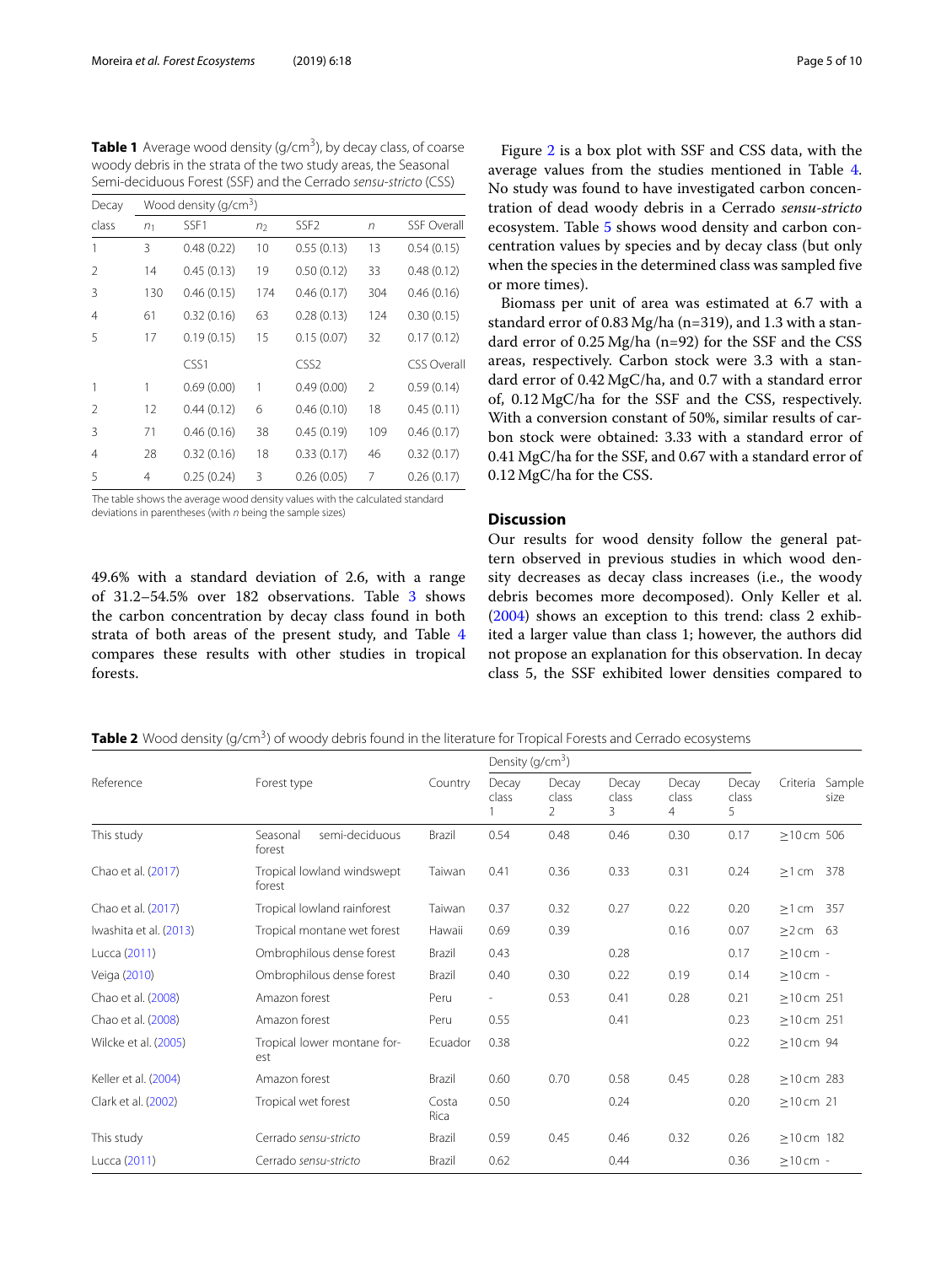**Table 1** Average wood density (g/cm$^3$), by decay class, of coarse woody debris in the strata of the two study areas, the Seasonal Semi-deciduous Forest (SSF) and the Cerrado *sensu-stricto* (CSS)

| Decay class | Wood density (g/cm$^3$) | | | | | |
|---|---|---|---|---|---|---|
| | $n_1$ | SSF1 | $n_2$ | SSF2 | $n$ | SSF Overall |
| 1 | 3 | 0.48 (0.22) | 10 | 0.55 (0.13) | 13 | 0.54 (0.15) |
| 2 | 14 | 0.45 (0.13) | 19 | 0.50 (0.12) | 33 | 0.48 (0.12) |
| 3 | 130 | 0.46 (0.15) | 174 | 0.46 (0.17) | 304 | 0.46 (0.16) |
| 4 | 61 | 0.32 (0.16) | 63 | 0.28 (0.13) | 124 | 0.30 (0.15) |
| 5 | 17 | 0.19 (0.15) | 15 | 0.15 (0.07) | 32 | 0.17 (0.12) |
| | | CSS1 | | CSS2 | | CSS Overall |
| 1 | 1 | 0.69 (0.00) | 1 | 0.49 (0.00) | 2 | 0.59 (0.14) |
| 2 | 12 | 0.44 (0.12) | 6 | 0.46 (0.10) | 18 | 0.45 (0.11) |
| 3 | 71 | 0.46 (0.16) | 38 | 0.45 (0.19) | 109 | 0.46 (0.17) |
| 4 | 28 | 0.32 (0.16) | 18 | 0.33 (0.17) | 46 | 0.32 (0.17) |
| 5 | 4 | 0.25 (0.24) | 3 | 0.26 (0.05) | 7 | 0.26 (0.17) |

The table shows the average wood density values with the calculated standard deviations in parentheses (with $n$ being the sample sizes)

49.6% with a standard deviation of 2.6, with a range of 31.2–54.5% over 182 observations. Table 3 shows the carbon concentration by decay class found in both strata of both areas of the present study, and Table 4 compares these results with other studies in tropical forests.

Figure 2 is a box plot with SSF and CSS data, with the average values from the studies mentioned in Table 4. No study was found to have investigated carbon concentration of dead woody debris in a Cerrado *sensu-stricto* ecosystem. Table 5 shows wood density and carbon concentration values by species and by decay class (but only when the species in the determined class was sampled five or more times).

Biomass per unit of area was estimated at 6.7 with a standard error of 0.83 Mg/ha (n=319), and 1.3 with a standard error of 0.25 Mg/ha (n=92) for the SSF and the CSS areas, respectively. Carbon stock were 3.3 with a standard error of 0.42 MgC/ha, and 0.7 with a standard error of, 0.12 MgC/ha for the SSF and the CSS, respectively. With a conversion constant of 50%, similar results of carbon stock were obtained: 3.33 with a standard error of 0.41 MgC/ha for the SSF, and 0.67 with a standard error of 0.12 MgC/ha for the CSS.

## Discussion

Our results for wood density follow the general pattern observed in previous studies in which wood density decreases as decay class increases (i.e., the woody debris becomes more decomposed). Only Keller et al. (2004) shows an exception to this trend: class 2 exhibited a larger value than class 1; however, the authors did not propose an explanation for this observation. In decay class 5, the SSF exhibited lower densities compared to

**Table 2** Wood density (g/cm$^3$) of woody debris found in the literature for Tropical Forests and Cerrado ecosystems

| Reference | Forest type | Country | Density (g/cm$^3$) | | | | | Criteria | Sample size |
|---|---|---|---|---|---|---|---|---|---|
| | | | Decay class 1 | Decay class 2 | Decay class 3 | Decay class 4 | Decay class 5 | | |
| This study | Seasonal semi-deciduous forest | Brazil | 0.54 | 0.48 | 0.46 | 0.30 | 0.17 | ≥10 cm | 506 |
| Chao et al. (2017) | Tropical lowland windswept forest | Taiwan | 0.41 | 0.36 | 0.33 | 0.31 | 0.24 | ≥1 cm | 378 |
| Chao et al. (2017) | Tropical lowland rainforest | Taiwan | 0.37 | 0.32 | 0.27 | 0.22 | 0.20 | ≥1 cm | 357 |
| Iwashita et al. (2013) | Tropical montane wet forest | Hawaii | 0.69 | 0.39 | | 0.16 | 0.07 | ≥2 cm | 63 |
| Lucca (2011) | Ombrophilous dense forest | Brazil | 0.43 | | 0.28 | | 0.17 | ≥10 cm | - |
| Veiga (2010) | Ombrophilous dense forest | Brazil | 0.40 | 0.30 | 0.22 | 0.19 | 0.14 | ≥10 cm | - |
| Chao et al. (2008) | Amazon forest | Peru | - | 0.53 | 0.41 | 0.28 | 0.21 | ≥10 cm | 251 |
| Chao et al. (2008) | Amazon forest | Peru | 0.55 | | 0.41 | | 0.23 | ≥10 cm | 251 |
| Wilcke et al. (2005) | Tropical lower montane forest | Ecuador | 0.38 | | | | 0.22 | ≥10 cm | 94 |
| Keller et al. (2004) | Amazon forest | Brazil | 0.60 | 0.70 | 0.58 | 0.45 | 0.28 | ≥10 cm | 283 |
| Clark et al. (2002) | Tropical wet forest | Costa Rica | 0.50 | | 0.24 | | 0.20 | ≥10 cm | 21 |
| This study | Cerrado *sensu-stricto* | Brazil | 0.59 | 0.45 | 0.46 | 0.32 | 0.26 | ≥10 cm | 182 |
| Lucca (2011) | Cerrado *sensu-stricto* | Brazil | 0.62 | | 0.44 | | 0.36 | ≥10 cm | - |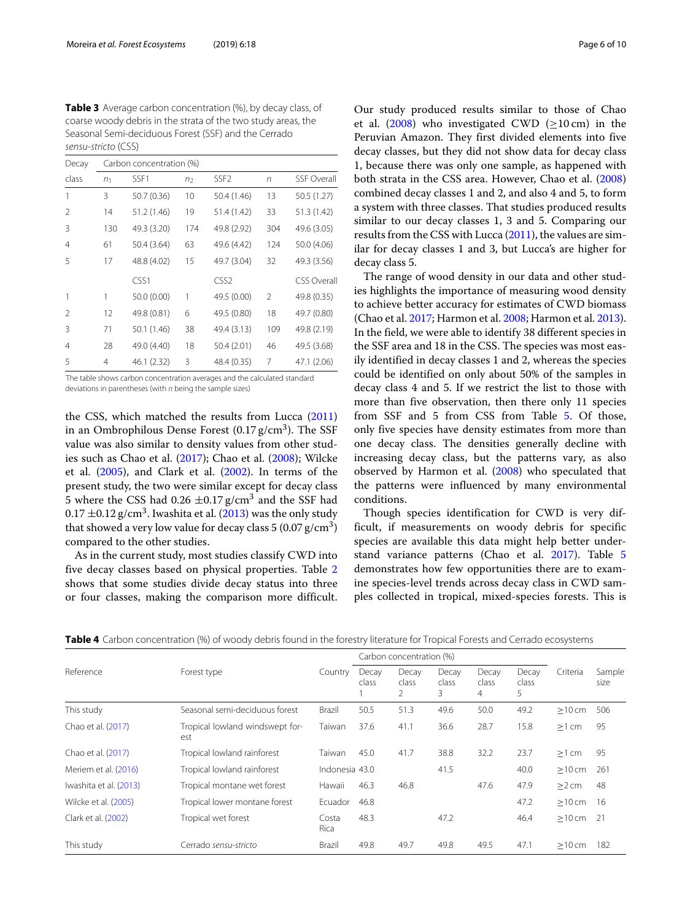**Table 3** Average carbon concentration (%), by decay class, of coarse woody debris in the strata of the two study areas, the Seasonal Semi-deciduous Forest (SSF) and the Cerrado *sensu-stricto* (CSS)

| Decay class | Carbon concentration (%) | | | | | |
|---|---|---|---|---|---|---|
| | $n_1$ | SSF1 | $n_2$ | SSF2 | $n$ | SSF Overall |
| 1 | 3 | 50.7 (0.36) | 10 | 50.4 (1.46) | 13 | 50.5 (1.27) |
| 2 | 14 | 51.2 (1.46) | 19 | 51.4 (1.42) | 33 | 51.3 (1.42) |
| 3 | 130 | 49.3 (3.20) | 174 | 49.8 (2.92) | 304 | 49.6 (3.05) |
| 4 | 61 | 50.4 (3.64) | 63 | 49.6 (4.42) | 124 | 50.0 (4.06) |
| 5 | 17 | 48.8 (4.02) | 15 | 49.7 (3.04) | 32 | 49.3 (3.56) |
| | | CSS1 | | CSS2 | | CSS Overall |
| 1 | 1 | 50.0 (0.00) | 1 | 49.5 (0.00) | 2 | 49.8 (0.35) |
| 2 | 12 | 49.8 (0.81) | 6 | 49.5 (0.80) | 18 | 49.7 (0.80) |
| 3 | 71 | 50.1 (1.46) | 38 | 49.4 (3.13) | 109 | 49.8 (2.19) |
| 4 | 28 | 49.0 (4.40) | 18 | 50.4 (2.01) | 46 | 49.5 (3.68) |
| 5 | 4 | 46.1 (2.32) | 3 | 48.4 (0.35) | 7 | 47.1 (2.06) |

The table shows carbon concentration averages and the calculated standard deviations in parentheses (with *n* being the sample sizes)

the CSS, which matched the results from Lucca (2011) in an Ombrophilous Dense Forest (0.17 g/cm$^3$). The SSF value was also similar to density values from other studies such as Chao et al. (2017); Chao et al. (2008); Wilcke et al. (2005), and Clark et al. (2002). In terms of the present study, the two were similar except for decay class 5 where the CSS had 0.26 $\pm$0.17 g/cm$^3$ and the SSF had 0.17 $\pm$0.12 g/cm$^3$. Iwashita et al. (2013) was the only study that showed a very low value for decay class 5 (0.07 g/cm$^3$) compared to the other studies.

As in the current study, most studies classify CWD into five decay classes based on physical properties. Table 2 shows that some studies divide decay status into three or four classes, making the comparison more difficult. Our study produced results similar to those of Chao et al. (2008) who investigated CWD ($\geq$10 cm) in the Peruvian Amazon. They first divided elements into five decay classes, but they did not show data for decay class 1, because there was only one sample, as happened with both strata in the CSS area. However, Chao et al. (2008) combined decay classes 1 and 2, and also 4 and 5, to form a system with three classes. That studies produced results similar to our decay classes 1, 3 and 5. Comparing our results from the CSS with Lucca (2011), the values are similar for decay classes 1 and 3, but Lucca's are higher for decay class 5.

The range of wood density in our data and other studies highlights the importance of measuring wood density to achieve better accuracy for estimates of CWD biomass (Chao et al. 2017; Harmon et al. 2008; Harmon et al. 2013). In the field, we were able to identify 38 different species in the SSF area and 18 in the CSS. The species was most easily identified in decay classes 1 and 2, whereas the species could be identified on only about 50% of the samples in decay class 4 and 5. If we restrict the list to those with more than five observation, then there only 11 species from SSF and 5 from CSS from Table 5. Of those, only five species have density estimates from more than one decay class. The densities generally decline with increasing decay class, but the patterns vary, as also observed by Harmon et al. (2008) who speculated that the patterns were influenced by many environmental conditions.

Though species identification for CWD is very difficult, if measurements on woody debris for specific species are available this data might help better understand variance patterns (Chao et al. 2017). Table 5 demonstrates how few opportunities there are to examine species-level trends across decay class in CWD samples collected in tropical, mixed-species forests. This is

**Table 4** Carbon concentration (%) of woody debris found in the forestry literature for Tropical Forests and Cerrado ecosystems

| Reference | Forest type | Country | Carbon concentration (%) | | | | | Criteria | Sample size |
|---|---|---|---|---|---|---|---|---|---|
| | | | Decay class 1 | Decay class 2 | Decay class 3 | Decay class 4 | Decay class 5 | | |
| This study | Seasonal semi-deciduous forest | Brazil | 50.5 | 51.3 | 49.6 | 50.0 | 49.2 | $\geq$10 cm | 506 |
| Chao et al. (2017) | Tropical lowland windswept forest | Taiwan | 37.6 | 41.1 | 36.6 | 28.7 | 15.8 | $\geq$1 cm | 95 |
| Chao et al. (2017) | Tropical lowland rainforest | Taiwan | 45.0 | 41.7 | 38.8 | 32.2 | 23.7 | $\geq$1 cm | 95 |
| Meriem et al. (2016) | Tropical lowland rainforest | Indonesia | 43.0 | | 41.5 | | 40.0 | $\geq$10 cm | 261 |
| Iwashita et al. (2013) | Tropical montane wet forest | Hawaii | 46.3 | 46.8 | | 47.6 | 47.9 | $\geq$2 cm | 48 |
| Wilcke et al. (2005) | Tropical lower montane forest | Ecuador | 46.8 | | | | 47.2 | $\geq$10 cm | 16 |
| Clark et al. (2002) | Tropical wet forest | Costa Rica | 48.3 | | 47.2 | | 46.4 | $\geq$10 cm | 21 |
| This study | Cerrado *sensu-stricto* | Brazil | 49.8 | 49.7 | 49.8 | 49.5 | 47.1 | $\geq$10 cm | 182 |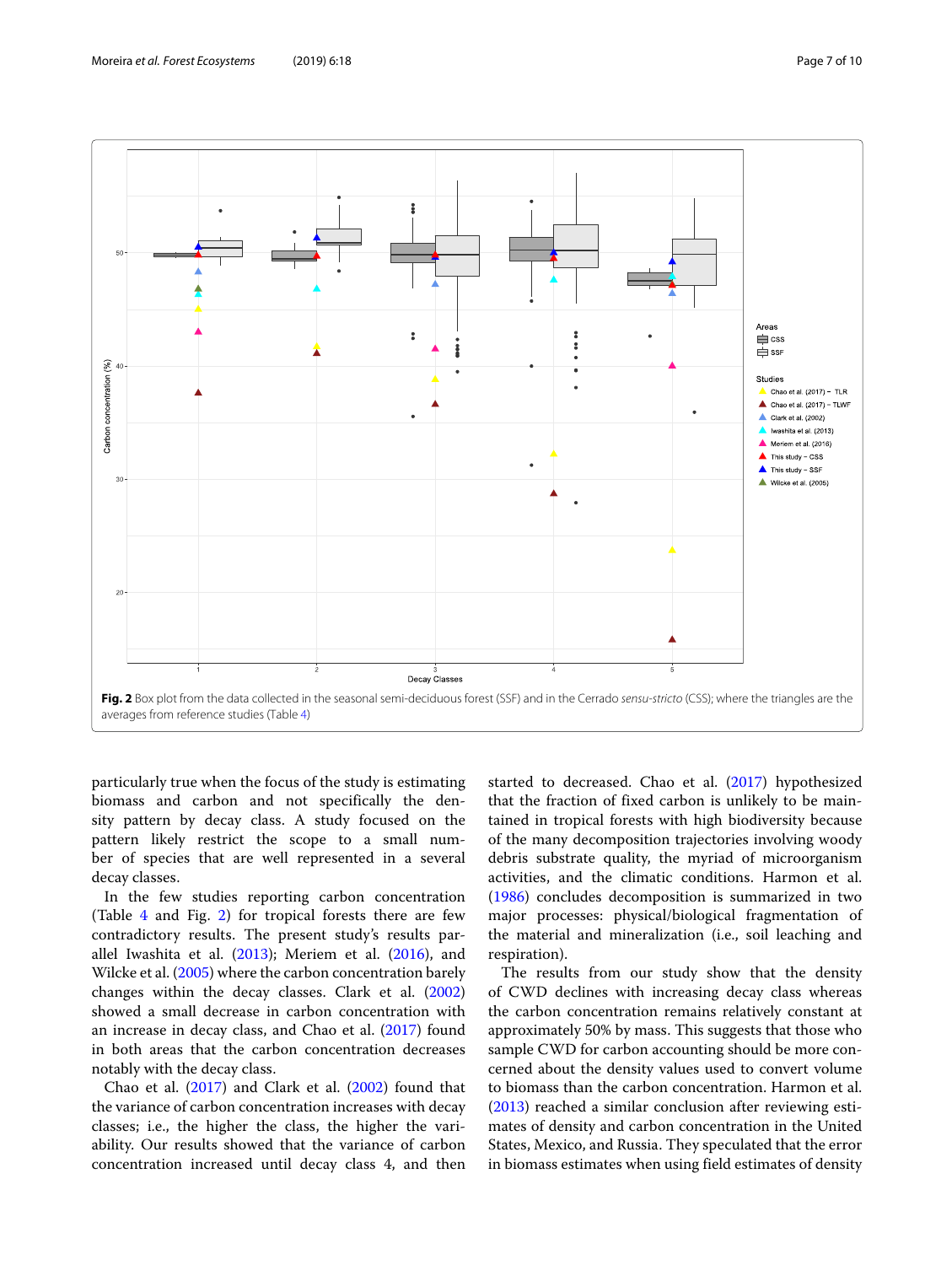**Fig. 2** Box plot from the data collected in the seasonal semi-deciduous forest (SSF) and in the Cerrado *sensu-stricto* (CSS); where the triangles are the averages from reference studies (Table 4)

particularly true when the focus of the study is estimating biomass and carbon and not specifically the density pattern by decay class. A study focused on the pattern likely restrict the scope to a small number of species that are well represented in a several decay classes.

In the few studies reporting carbon concentration (Table 4 and Fig. 2) for tropical forests there are few contradictory results. The present study's results parallel Iwashita et al. (2013); Meriem et al. (2016), and Wilcke et al. (2005) where the carbon concentration barely changes within the decay classes. Clark et al. (2002) showed a small decrease in carbon concentration with an increase in decay class, and Chao et al. (2017) found in both areas that the carbon concentration decreases notably with the decay class.

Chao et al. (2017) and Clark et al. (2002) found that the variance of carbon concentration increases with decay classes; i.e., the higher the class, the higher the variability. Our results showed that the variance of carbon concentration increased until decay class 4, and then started to decreased. Chao et al. (2017) hypothesized that the fraction of fixed carbon is unlikely to be maintained in tropical forests with high biodiversity because of the many decomposition trajectories involving woody debris substrate quality, the myriad of microorganism activities, and the climatic conditions. Harmon et al. (1986) concludes decomposition is summarized in two major processes: physical/biological fragmentation of the material and mineralization (i.e., soil leaching and respiration).

The results from our study show that the density of CWD declines with increasing decay class whereas the carbon concentration remains relatively constant at approximately 50% by mass. This suggests that those who sample CWD for carbon accounting should be more concerned about the density values used to convert volume to biomass than the carbon concentration. Harmon et al. (2013) reached a similar conclusion after reviewing estimates of density and carbon concentration in the United States, Mexico, and Russia. They speculated that the error in biomass estimates when using field estimates of density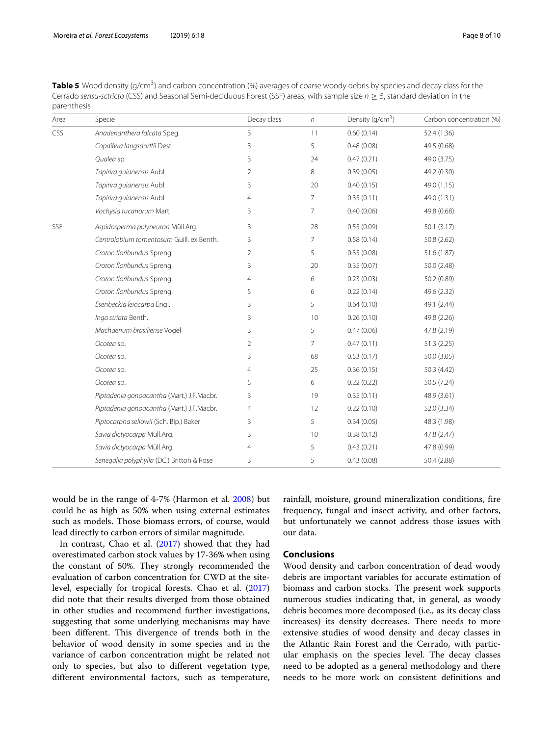**Table 5** Wood density (g/cm$^3$) and carbon concentration (%) averages of coarse woody debris by species and decay class for the Cerrado *sensu-sctricto* (CSS) and Seasonal Semi-deciduous Forest (SSF) areas, with sample size $n \geq 5$, standard deviation in the parenthesis

| Area | Specie | Decay class | $n$ | Density (g/cm$^3$) | Carbon concentration (%) |
|---|---|---|---|---|---|
| CSS | *Anadenanthera falcata* Speg. | 3 | 11 | 0.60 (0.14) | 52.4 (1.36) |
| | *Copaifera langsdorffii* Desf. | 3 | 5 | 0.48 (0.08) | 49.5 (0.68) |
| | *Qualea* sp. | 3 | 24 | 0.47 (0.21) | 49.0 (3.75) |
| | *Tapirira guianensis* Aubl. | 2 | 8 | 0.39 (0.05) | 49.2 (0.30) |
| | *Tapirira guianensis* Aubl. | 3 | 20 | 0.40 (0.15) | 49.0 (1.15) |
| | *Tapirira guianensis* Aubl. | 4 | 7 | 0.35 (0.11) | 49.0 (1.31) |
| | *Vochysia tucanorum* Mart. | 3 | 7 | 0.40 (0.06) | 49.8 (0.68) |
| SSF | *Aspidosperma polyneuron* Müll.Arg. | 3 | 28 | 0.55 (0.09) | 50.1 (3.17) |
| | *Centrolobium tomentosum* Guill. ex Benth. | 3 | 7 | 0.58 (0.14) | 50.8 (2.62) |
| | *Croton floribundus* Spreng. | 2 | 5 | 0.35 (0.08) | 51.6 (1.87) |
| | *Croton floribundus* Spreng. | 3 | 20 | 0.35 (0.07) | 50.0 (2.48) |
| | *Croton floribundus* Spreng. | 4 | 6 | 0.23 (0.03) | 50.2 (0.89) |
| | *Croton floribundus* Spreng. | 5 | 6 | 0.22 (0.14) | 49.6 (2.32) |
| | *Esenbeckia leiocarpa* Engl. | 3 | 5 | 0.64 (0.10) | 49.1 (2.44) |
| | *Inga striata* Benth. | 3 | 10 | 0.26 (0.10) | 49.8 (2.26) |
| | *Machaerium brasiliense* Vogel | 3 | 5 | 0.47 (0.06) | 47.8 (2.19) |
| | *Ocotea* sp. | 2 | 7 | 0.47 (0.11) | 51.3 (2.25) |
| | *Ocotea* sp. | 3 | 68 | 0.53 (0.17) | 50.0 (3.05) |
| | *Ocotea* sp. | 4 | 25 | 0.36 (0.15) | 50.3 (4.42) |
| | *Ocotea* sp. | 5 | 6 | 0.22 (0.22) | 50.5 (7.24) |
| | *Piptadenia gonoacantha* (Mart.) J.F.Macbr. | 3 | 19 | 0.35 (0.11) | 48.9 (3.61) |
| | *Piptadenia gonoacantha* (Mart.) J.F.Macbr. | 4 | 12 | 0.22 (0.10) | 52.0 (3.34) |
| | *Piptocarpha sellowii* (Sch. Bip.) Baker | 3 | 5 | 0.34 (0.05) | 48.3 (1.98) |
| | *Savia dictyocarpa* Müll.Arg. | 3 | 10 | 0.38 (0.12) | 47.8 (2.47) |
| | *Savia dictyocarpa* Müll.Arg. | 4 | 5 | 0.43 (0.21) | 47.8 (0.99) |
| | *Senegalia polyphylla* (DC.) Britton & Rose | 3 | 5 | 0.43 (0.08) | 50.4 (2.88) |

would be in the range of 4-7% (Harmon et al. 2008) but could be as high as 50% when using external estimates such as models. Those biomass errors, of course, would lead directly to carbon errors of similar magnitude.

In contrast, Chao et al. (2017) showed that they had overestimated carbon stock values by 17-36% when using the constant of 50%. They strongly recommended the evaluation of carbon concentration for CWD at the site-level, especially for tropical forests. Chao et al. (2017) did note that their results diverged from those obtained in other studies and recommend further investigations, suggesting that some underlying mechanisms may have been different. This divergence of trends both in the behavior of wood density in some species and in the variance of carbon concentration might be related not only to species, but also to different vegetation type, different environmental factors, such as temperature, rainfall, moisture, ground mineralization conditions, fire frequency, fungal and insect activity, and other factors, but unfortunately we cannot address those issues with our data.

## Conclusions

Wood density and carbon concentration of dead woody debris are important variables for accurate estimation of biomass and carbon stocks. The present work supports numerous studies indicating that, in general, as woody debris becomes more decomposed (i.e., as its decay class increases) its density decreases. There needs to more extensive studies of wood density and decay classes in the Atlantic Rain Forest and the Cerrado, with particular emphasis on the species level. The decay classes need to be adopted as a general methodology and there needs to be more work on consistent definitions and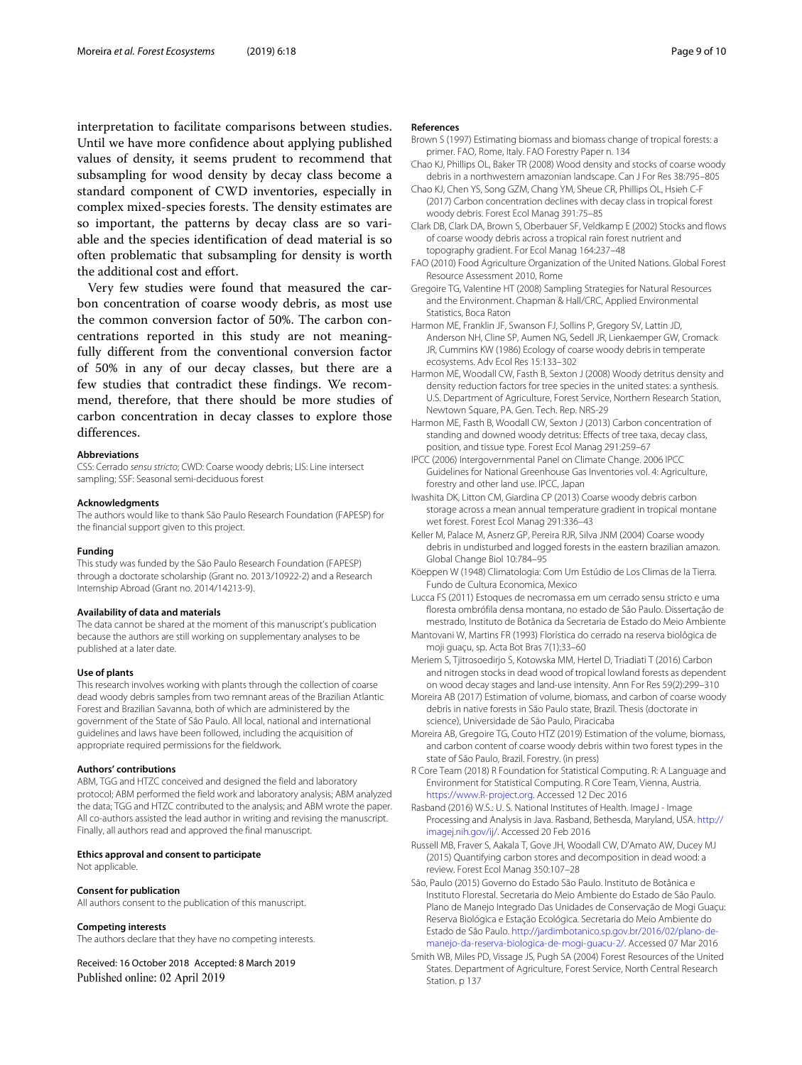interpretation to facilitate comparisons between studies. Until we have more confidence about applying published values of density, it seems prudent to recommend that subsampling for wood density by decay class become a standard component of CWD inventories, especially in complex mixed-species forests. The density estimates are so important, the patterns by decay class are so variable and the species identification of dead material is so often problematic that subsampling for density is worth the additional cost and effort.

Very few studies were found that measured the carbon concentration of coarse woody debris, as most use the common conversion factor of 50%. The carbon concentrations reported in this study are not meaningfully different from the conventional conversion factor of 50% in any of our decay classes, but there are a few studies that contradict these findings. We recommend, therefore, that there should be more studies of carbon concentration in decay classes to explore those differences.

#### Abbreviations

CSS: Cerrado *sensu stricto*; CWD: Coarse woody debris; LIS: Line intersect sampling; SSF: Seasonal semi-deciduous forest

#### Acknowledgments

The authors would like to thank São Paulo Research Foundation (FAPESP) for the financial support given to this project.

#### Funding

This study was funded by the São Paulo Research Foundation (FAPESP) through a doctorate scholarship (Grant no. 2013/10922-2) and a Research Internship Abroad (Grant no. 2014/14213-9).

#### Availability of data and materials

The data cannot be shared at the moment of this manuscript's publication because the authors are still working on supplementary analyses to be published at a later date.

#### Use of plants

This research involves working with plants through the collection of coarse dead woody debris samples from two remnant areas of the Brazilian Atlantic Forest and Brazilian Savanna, both of which are administered by the government of the State of São Paulo. All local, national and international guidelines and laws have been followed, including the acquisition of appropriate required permissions for the fieldwork.

#### Authors' contributions

ABM, TGG and HTZC conceived and designed the field and laboratory protocol; ABM performed the field work and laboratory analysis; ABM analyzed the data; TGG and HTZC contributed to the analysis; and ABM wrote the paper. All co-authors assisted the lead author in writing and revising the manuscript. Finally, all authors read and approved the final manuscript.

#### Ethics approval and consent to participate

Not applicable.

#### Consent for publication

All authors consent to the publication of this manuscript.

#### Competing interests

The authors declare that they have no competing interests.

Received: 16 October 2018 Accepted: 8 March 2019
Published online: 02 April 2019

#### References

Brown S (1997) Estimating biomass and biomass change of tropical forests: a primer. FAO, Rome, Italy. FAO Forestry Paper n. 134

Chao KJ, Phillips OL, Baker TR (2008) Wood density and stocks of coarse woody debris in a northwestern amazonian landscape. Can J For Res 38:795–805

Chao KJ, Chen YS, Song GZM, Chang YM, Sheue CR, Phillips OL, Hsieh C-F (2017) Carbon concentration declines with decay class in tropical forest woody debris. Forest Ecol Manag 391:75–85

Clark DB, Clark DA, Brown S, Oberbauer SF, Veldkamp E (2002) Stocks and flows of coarse woody debris across a tropical rain forest nutrient and topography gradient. For Ecol Manag 164:237–48

FAO (2010) Food Agriculture Organization of the United Nations. Global Forest Resource Assessment 2010, Rome

Gregoire TG, Valentine HT (2008) Sampling Strategies for Natural Resources and the Environment. Chapman & Hall/CRC, Applied Environmental Statistics, Boca Raton

Harmon ME, Franklin JF, Swanson FJ, Sollins P, Gregory SV, Lattin JD, Anderson NH, Cline SP, Aumen NG, Sedell JR, Lienkaemper GW, Cromack JR, Cummins KW (1986) Ecology of coarse woody debris in temperate ecosystems. Adv Ecol Res 15:133–302

Harmon ME, Woodall CW, Fasth B, Sexton J (2008) Woody detritus density and density reduction factors for tree species in the united states: a synthesis. U.S. Department of Agriculture, Forest Service, Northern Research Station, Newtown Square, PA. Gen. Tech. Rep. NRS-29

Harmon ME, Fasth B, Woodall CW, Sexton J (2013) Carbon concentration of standing and downed woody detritus: Effects of tree taxa, decay class, position, and tissue type. Forest Ecol Manag 291:259–67

IPCC (2006) Intergovernmental Panel on Climate Change. 2006 IPCC Guidelines for National Greenhouse Gas Inventories vol. 4: Agriculture, forestry and other land use. IPCC, Japan

Iwashita DK, Litton CM, Giardina CP (2013) Coarse woody debris carbon storage across a mean annual temperature gradient in tropical montane wet forest. Forest Ecol Manag 291:336–43

Keller M, Palace M, Asnerz GP, Pereira RJR, Silva JNM (2004) Coarse woody debris in undisturbed and logged forests in the eastern brazilian amazon. Global Change Biol 10:784–95

Köeppen W (1948) Climatologia: Com Um Estúdio de Los Climas de la Tierra. Fundo de Cultura Economica, Mexico

Lucca FS (2011) Estoques de necromassa em um cerrado sensu stricto e uma floresta ombrófila densa montana, no estado de São Paulo. Dissertação de mestrado, Instituto de Botânica da Secretaria de Estado do Meio Ambiente

Mantovani W, Martins FR (1993) Florística do cerrado na reserva biológica de moji guaçu, sp. Acta Bot Bras 7(1):33–60

Meriem S, Tjitrosoedirjo S, Kotowska MM, Hertel D, Triadiati T (2016) Carbon and nitrogen stocks in dead wood of tropical lowland forests as dependent on wood decay stages and land-use intensity. Ann For Res 59(2):299–310

Moreira AB (2017) Estimation of volume, biomass, and carbon of coarse woody debris in native forests in São Paulo state, Brazil. Thesis (doctorate in science), Universidade de São Paulo, Piracicaba

Moreira AB, Gregoire TG, Couto HTZ (2019) Estimation of the volume, biomass, and carbon content of coarse woody debris within two forest types in the state of São Paulo, Brazil. Forestry. (in press)

R Core Team (2018) R Foundation for Statistical Computing. R: A Language and Environment for Statistical Computing. R Core Team, Vienna, Austria. https://www.R-project.org. Accessed 12 Dec 2016

Rasband (2016) W.S.: U. S. National Institutes of Health. ImageJ - Image Processing and Analysis in Java. Rasband, Bethesda, Maryland, USA. http://imagej.nih.gov/ij/. Accessed 20 Feb 2016

Russell MB, Fraver S, Aakala T, Gove JH, Woodall CW, D'Amato AW, Ducey MJ (2015) Quantifying carbon stores and decomposition in dead wood: a review. Forest Ecol Manag 350:107–28

São, Paulo (2015) Governo do Estado São Paulo. Instituto de Botânica e Instituto Florestal. Secretaria do Meio Ambiente do Estado de São Paulo. Plano de Manejo Integrado Das Unidades de Conservação de Mogi Guaçu: Reserva Biológica e Estação Ecológica. Secretaria do Meio Ambiente do Estado de São Paulo. http://jardimbotanico.sp.gov.br/2016/02/plano-de-manejo-da-reserva-biologica-de-mogi-guacu-2/. Accessed 07 Mar 2016

Smith WB, Miles PD, Vissage JS, Pugh SA (2004) Forest Resources of the United States. Department of Agriculture, Forest Service, North Central Research Station. p 137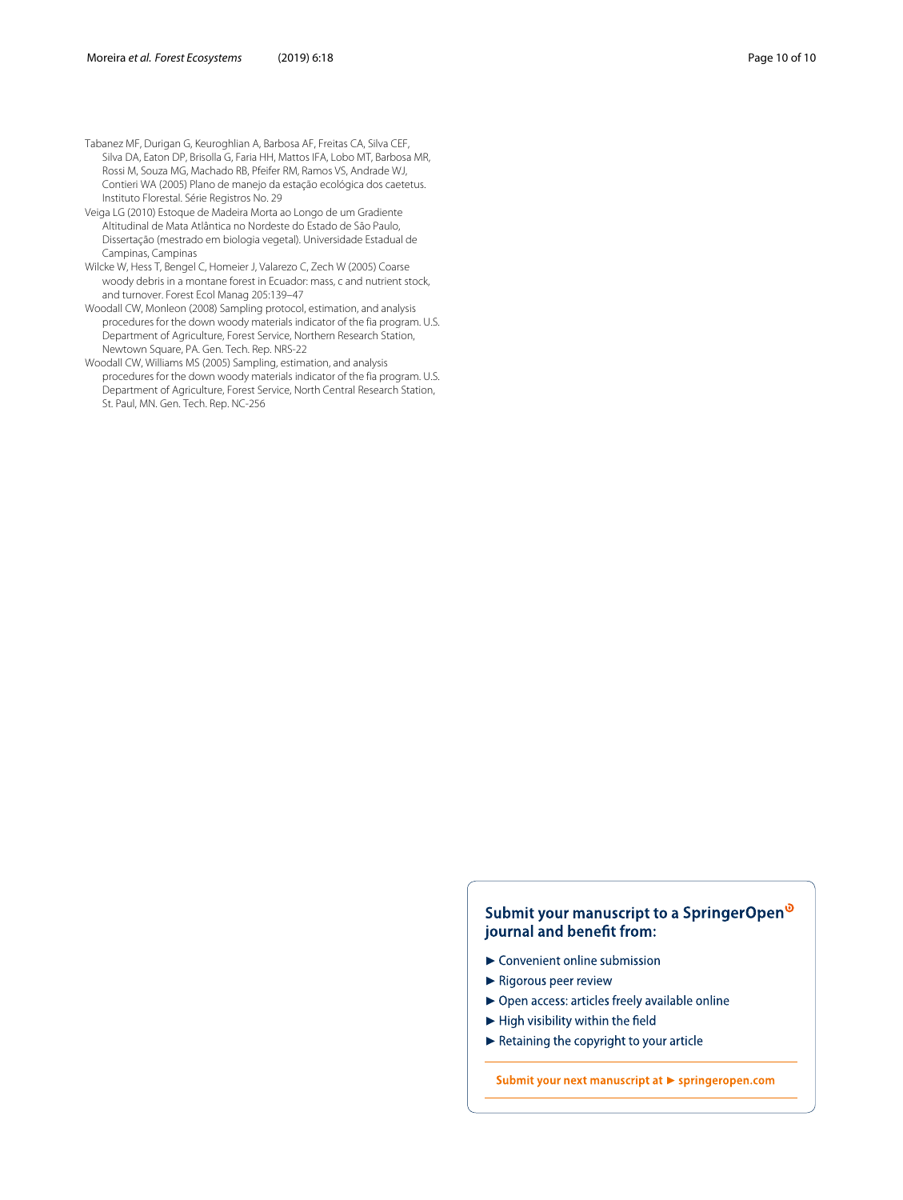Tabanez MF, Durigan G, Keuroghlian A, Barbosa AF, Freitas CA, Silva CEF, Silva DA, Eaton DP, Brisolla G, Faria HH, Mattos IFA, Lobo MT, Barbosa MR, Rossi M, Souza MG, Machado RB, Pfeifer RM, Ramos VS, Andrade WJ, Contieri WA (2005) Plano de manejo da estação ecológica dos caetetus. Instituto Florestal. Série Registros No. 29

Veiga LG (2010) Estoque de Madeira Morta ao Longo de um Gradiente Altitudinal de Mata Atlântica no Nordeste do Estado de São Paulo, Dissertação (mestrado em biologia vegetal). Universidade Estadual de Campinas, Campinas

Wilcke W, Hess T, Bengel C, Homeier J, Valarezo C, Zech W (2005) Coarse woody debris in a montane forest in Ecuador: mass, c and nutrient stock, and turnover. Forest Ecol Manag 205:139–47

Woodall CW, Monleon (2008) Sampling protocol, estimation, and analysis procedures for the down woody materials indicator of the fia program. U.S. Department of Agriculture, Forest Service, Northern Research Station, Newtown Square, PA. Gen. Tech. Rep. NRS-22

Woodall CW, Williams MS (2005) Sampling, estimation, and analysis procedures for the down woody materials indicator of the fia program. U.S. Department of Agriculture, Forest Service, North Central Research Station, St. Paul, MN. Gen. Tech. Rep. NC-256

**Submit your manuscript to a SpringerOpen journal and benefit from:**

- ► Convenient online submission
- ► Rigorous peer review
- ► Open access: articles freely available online
- ► High visibility within the field
- ► Retaining the copyright to your article

**Submit your next manuscript at ► springeropen.com**